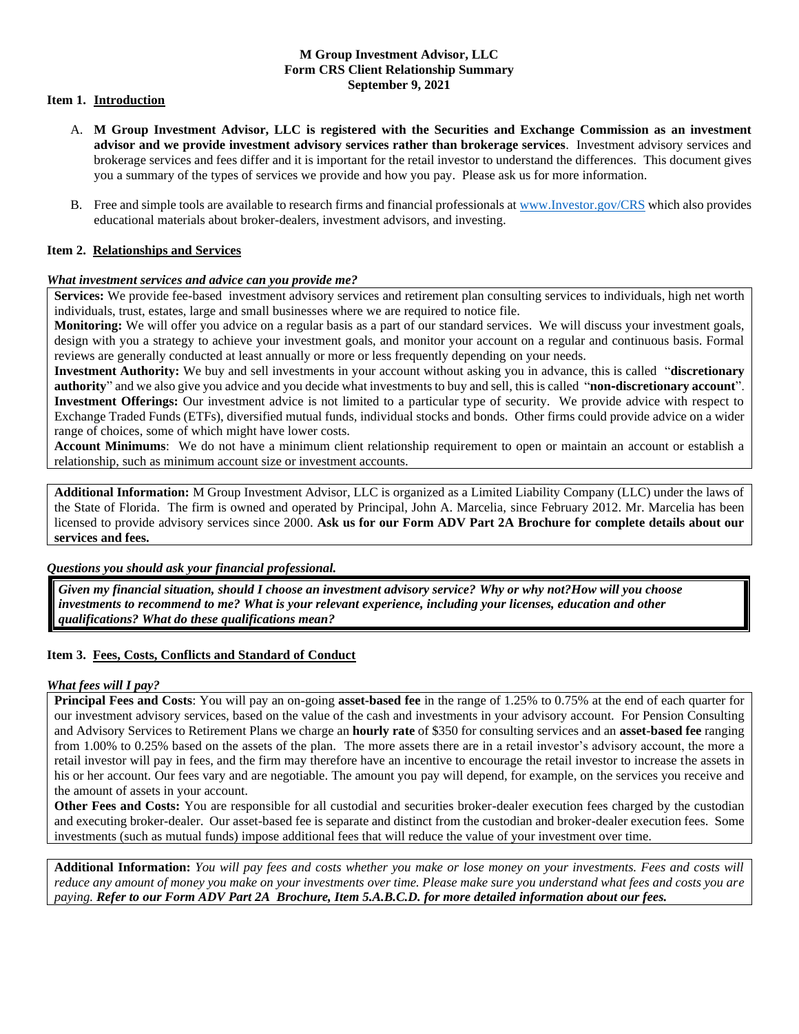**M Group Investment Advisor, LLC**
**Form CRS Client Relationship Summary**
**September 9, 2021**

## Item 1. Introduction

A. **M Group Investment Advisor, LLC is registered with the Securities and Exchange Commission as an investment advisor and we provide investment advisory services rather than brokerage services**. Investment advisory services and brokerage services and fees differ and it is important for the retail investor to understand the differences. This document gives you a summary of the types of services we provide and how you pay. Please ask us for more information.

B. Free and simple tools are available to research firms and financial professionals at www.Investor.gov/CRS which also provides educational materials about broker-dealers, investment advisors, and investing.

## Item 2. Relationships and Services

***What investment services and advice can you provide me?***

**Services:** We provide fee-based investment advisory services and retirement plan consulting services to individuals, high net worth individuals, trust, estates, large and small businesses where we are required to notice file.

**Monitoring:** We will offer you advice on a regular basis as a part of our standard services. We will discuss your investment goals, design with you a strategy to achieve your investment goals, and monitor your account on a regular and continuous basis. Formal reviews are generally conducted at least annually or more or less frequently depending on your needs.

**Investment Authority:** We buy and sell investments in your account without asking you in advance, this is called "**discretionary authority**" and we also give you advice and you decide what investments to buy and sell, this is called "**non-discretionary account**".

**Investment Offerings:** Our investment advice is not limited to a particular type of security. We provide advice with respect to Exchange Traded Funds (ETFs), diversified mutual funds, individual stocks and bonds. Other firms could provide advice on a wider range of choices, some of which might have lower costs.

**Account Minimums**: We do not have a minimum client relationship requirement to open or maintain an account or establish a relationship, such as minimum account size or investment accounts.

**Additional Information:** M Group Investment Advisor, LLC is organized as a Limited Liability Company (LLC) under the laws of the State of Florida. The firm is owned and operated by Principal, John A. Marcelia, since February 2012. Mr. Marcelia has been licensed to provide advisory services since 2000. **Ask us for our Form ADV Part 2A Brochure for complete details about our services and fees.**

***Questions you should ask your financial professional.***

***Given my financial situation, should I choose an investment advisory service? Why or why not?How will you choose investments to recommend to me? What is your relevant experience, including your licenses, education and other qualifications? What do these qualifications mean?***

## Item 3. Fees, Costs, Conflicts and Standard of Conduct

***What fees will I pay?***

**Principal Fees and Costs**: You will pay an on-going **asset-based fee** in the range of 1.25% to 0.75% at the end of each quarter for our investment advisory services, based on the value of the cash and investments in your advisory account. For Pension Consulting and Advisory Services to Retirement Plans we charge an **hourly rate** of $350 for consulting services and an **asset-based fee** ranging from 1.00% to 0.25% based on the assets of the plan. The more assets there are in a retail investor's advisory account, the more a retail investor will pay in fees, and the firm may therefore have an incentive to encourage the retail investor to increase the assets in his or her account. Our fees vary and are negotiable. The amount you pay will depend, for example, on the services you receive and the amount of assets in your account.

**Other Fees and Costs:** You are responsible for all custodial and securities broker-dealer execution fees charged by the custodian and executing broker-dealer. Our asset-based fee is separate and distinct from the custodian and broker-dealer execution fees. Some investments (such as mutual funds) impose additional fees that will reduce the value of your investment over time.

**Additional Information:** *You will pay fees and costs whether you make or lose money on your investments. Fees and costs will reduce any amount of money you make on your investments over time. Please make sure you understand what fees and costs you are paying.* ***Refer to our Form ADV Part 2A Brochure, Item 5.A.B.C.D. for more detailed information about our fees.***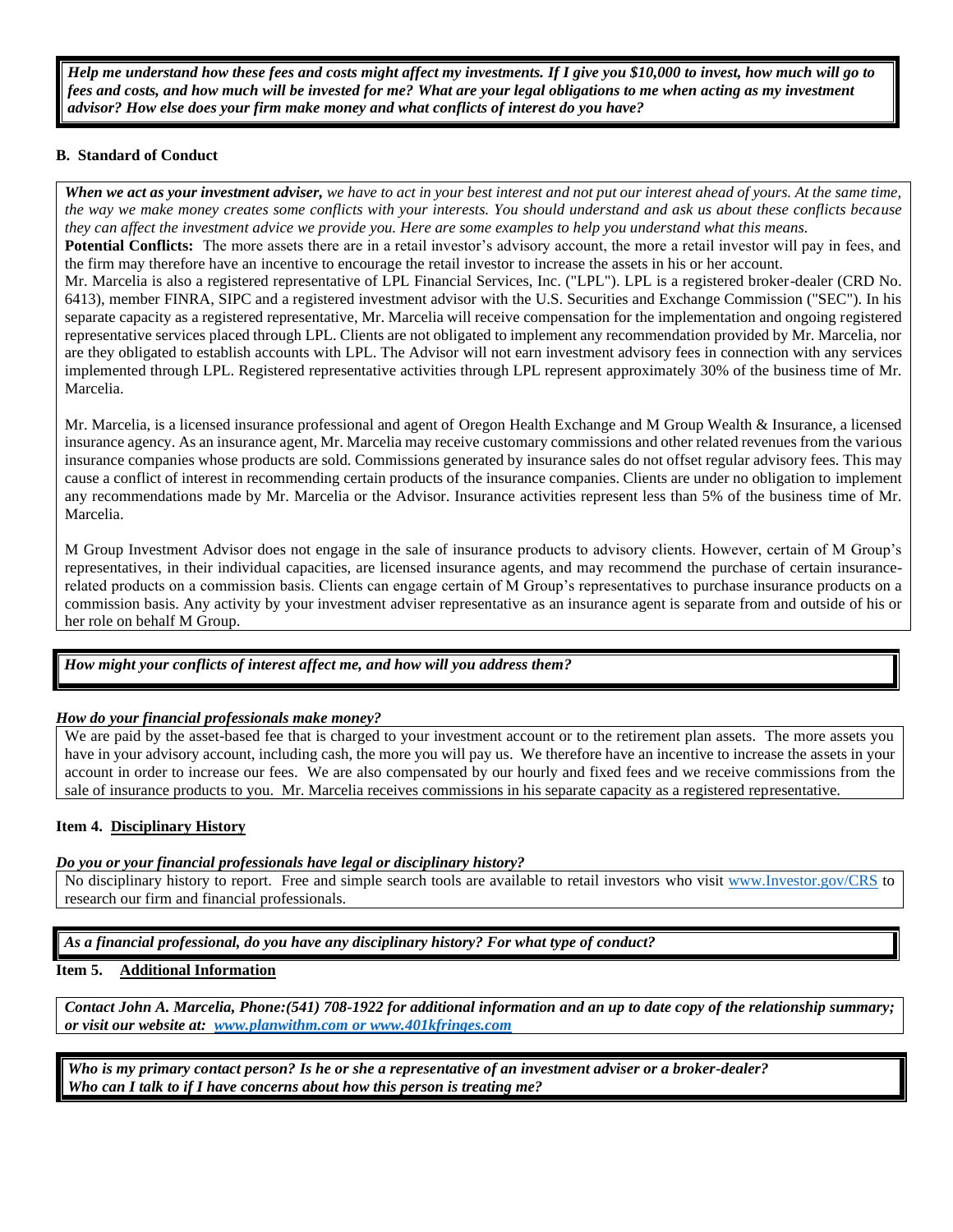***Help me understand how these fees and costs might affect my investments. If I give you $10,000 to invest, how much will go to fees and costs, and how much will be invested for me? What are your legal obligations to me when acting as my investment advisor? How else does your firm make money and what conflicts of interest do you have?***

### B. Standard of Conduct

***When we act as your investment adviser,*** *we have to act in your best interest and not put our interest ahead of yours. At the same time, the way we make money creates some conflicts with your interests. You should understand and ask us about these conflicts because they can affect the investment advice we provide you. Here are some examples to help you understand what this means.*

**Potential Conflicts:** The more assets there are in a retail investor's advisory account, the more a retail investor will pay in fees, and the firm may therefore have an incentive to encourage the retail investor to increase the assets in his or her account.

Mr. Marcelia is also a registered representative of LPL Financial Services, Inc. ("LPL"). LPL is a registered broker-dealer (CRD No. 6413), member FINRA, SIPC and a registered investment advisor with the U.S. Securities and Exchange Commission ("SEC"). In his separate capacity as a registered representative, Mr. Marcelia will receive compensation for the implementation and ongoing registered representative services placed through LPL. Clients are not obligated to implement any recommendation provided by Mr. Marcelia, nor are they obligated to establish accounts with LPL. The Advisor will not earn investment advisory fees in connection with any services implemented through LPL. Registered representative activities through LPL represent approximately 30% of the business time of Mr. Marcelia.

Mr. Marcelia, is a licensed insurance professional and agent of Oregon Health Exchange and M Group Wealth & Insurance, a licensed insurance agency. As an insurance agent, Mr. Marcelia may receive customary commissions and other related revenues from the various insurance companies whose products are sold. Commissions generated by insurance sales do not offset regular advisory fees. This may cause a conflict of interest in recommending certain products of the insurance companies. Clients are under no obligation to implement any recommendations made by Mr. Marcelia or the Advisor. Insurance activities represent less than 5% of the business time of Mr. Marcelia.

M Group Investment Advisor does not engage in the sale of insurance products to advisory clients. However, certain of M Group's representatives, in their individual capacities, are licensed insurance agents, and may recommend the purchase of certain insurance-related products on a commission basis. Clients can engage certain of M Group's representatives to purchase insurance products on a commission basis. Any activity by your investment adviser representative as an insurance agent is separate from and outside of his or her role on behalf M Group.

***How might your conflicts of interest affect me, and how will you address them?***

***How do your financial professionals make money?***

We are paid by the asset-based fee that is charged to your investment account or to the retirement plan assets. The more assets you have in your advisory account, including cash, the more you will pay us. We therefore have an incentive to increase the assets in your account in order to increase our fees. We are also compensated by our hourly and fixed fees and we receive commissions from the sale of insurance products to you. Mr. Marcelia receives commissions in his separate capacity as a registered representative.

### Item 4. Disciplinary History

***Do you or your financial professionals have legal or disciplinary history?***

No disciplinary history to report. Free and simple search tools are available to retail investors who visit www.Investor.gov/CRS to research our firm and financial professionals.

***As a financial professional, do you have any disciplinary history? For what type of conduct?***

### Item 5. Additional Information

***Contact John A. Marcelia, Phone:(541) 708-1922 for additional information and an up to date copy of the relationship summary; or visit our website at: www.planwithm.com or www.401kfringes.com***

***Who is my primary contact person? Is he or she a representative of an investment adviser or a broker-dealer? Who can I talk to if I have concerns about how this person is treating me?***